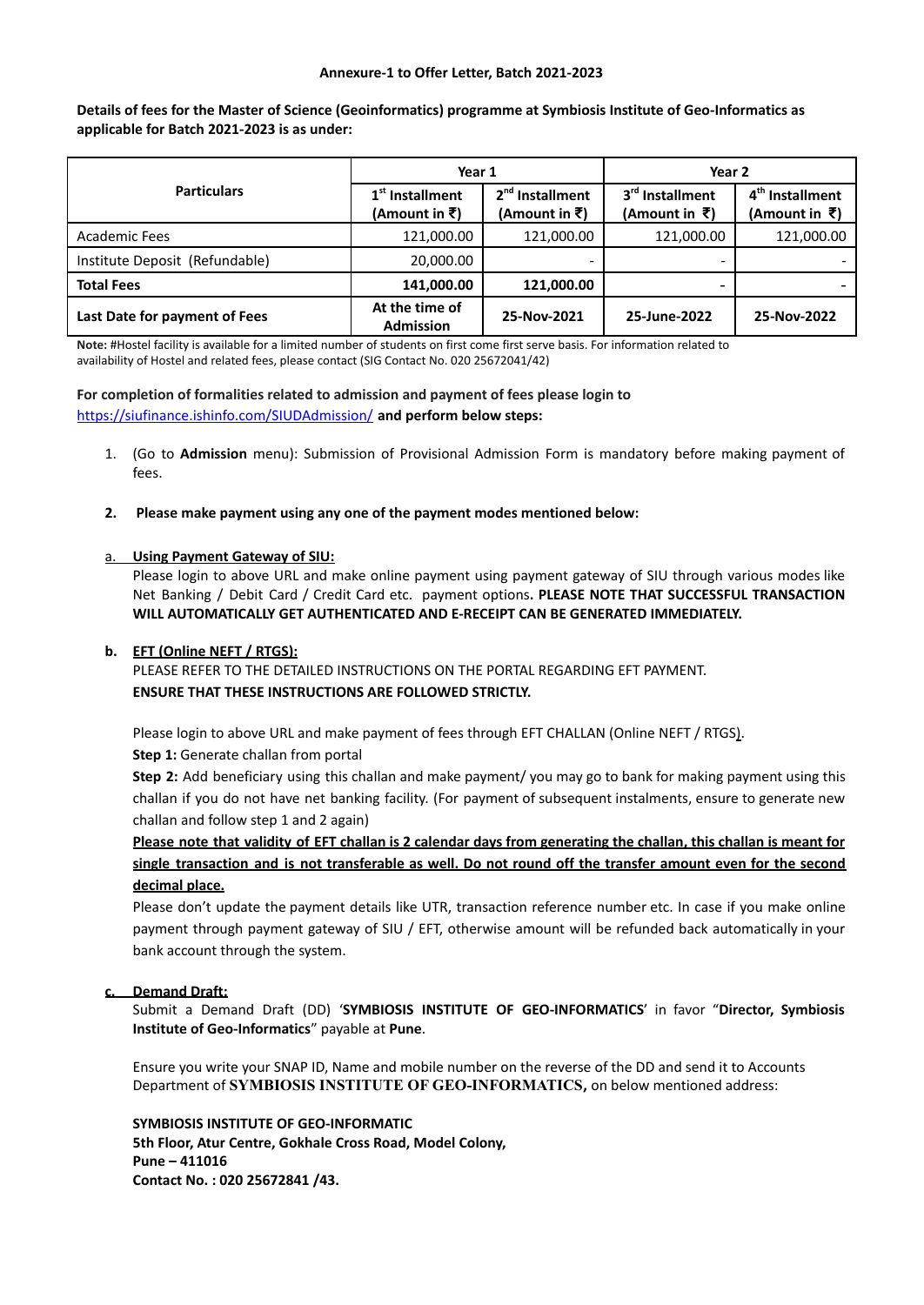**Annexure-1 to Offer Letter, Batch 2021-2023**

**Details of fees for the Master of Science (Geoinformatics) programme at Symbiosis Institute of Geo-Informatics as applicable for Batch 2021-2023 is as under:**

| Particulars | Year 1 | | Year 2 | |
|---|---|---|---|---|
| | 1st Installment (Amount in ₹) | 2nd Installment (Amount in ₹) | 3rd Installment (Amount in ₹) | 4th Installment (Amount in ₹) |
| Academic Fees | 121,000.00 | 121,000.00 | 121,000.00 | 121,000.00 |
| Institute Deposit (Refundable) | 20,000.00 | - | - | - |
| **Total Fees** | **141,000.00** | **121,000.00** | - | - |
| **Last Date for payment of Fees** | **At the time of Admission** | **25-Nov-2021** | **25-June-2022** | **25-Nov-2022** |

**Note:** #Hostel facility is available for a limited number of students on first come first serve basis. For information related to availability of Hostel and related fees, please contact (SIG Contact No. 020 25672041/42)

**For completion of formalities related to admission and payment of fees please login to** https://siufinance.ishinfo.com/SIUDAdmission/ **and perform below steps:**

1. (Go to **Admission** menu): Submission of Provisional Admission Form is mandatory before making payment of fees.

2. **Please make payment using any one of the payment modes mentioned below:**

a. **Using Payment Gateway of SIU:**

Please login to above URL and make online payment using payment gateway of SIU through various modes like Net Banking / Debit Card / Credit Card etc. payment options**. PLEASE NOTE THAT SUCCESSFUL TRANSACTION WILL AUTOMATICALLY GET AUTHENTICATED AND E-RECEIPT CAN BE GENERATED IMMEDIATELY.**

**b. EFT (Online NEFT / RTGS):**

PLEASE REFER TO THE DETAILED INSTRUCTIONS ON THE PORTAL REGARDING EFT PAYMENT.
**ENSURE THAT THESE INSTRUCTIONS ARE FOLLOWED STRICTLY.**

Please login to above URL and make payment of fees through EFT CHALLAN (Online NEFT / RTGS).

**Step 1:** Generate challan from portal

**Step 2:** Add beneficiary using this challan and make payment/ you may go to bank for making payment using this challan if you do not have net banking facility. (For payment of subsequent instalments, ensure to generate new challan and follow step 1 and 2 again)

**Please note that validity of EFT challan is 2 calendar days from generating the challan, this challan is meant for single transaction and is not transferable as well. Do not round off the transfer amount even for the second decimal place.**

Please don't update the payment details like UTR, transaction reference number etc. In case if you make online payment through payment gateway of SIU / EFT, otherwise amount will be refunded back automatically in your bank account through the system.

**c. Demand Draft:**

Submit a Demand Draft (DD) '**SYMBIOSIS INSTITUTE OF GEO-INFORMATICS**' in favor "**Director, Symbiosis Institute of Geo-Informatics**" payable at **Pune**.

Ensure you write your SNAP ID, Name and mobile number on the reverse of the DD and send it to Accounts Department of **SYMBIOSIS INSTITUTE OF GEO-INFORMATICS,** on below mentioned address:

**SYMBIOSIS INSTITUTE OF GEO-INFORMATIC**
**5th Floor, Atur Centre, Gokhale Cross Road, Model Colony,**
**Pune – 411016**
**Contact No. : 020 25672841 /43.**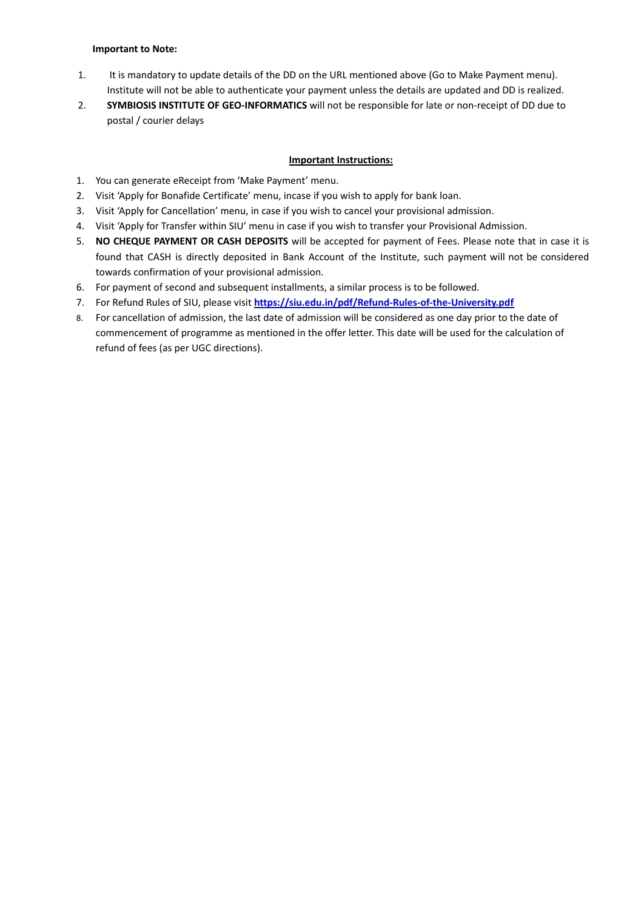**Important to Note:**

1. It is mandatory to update details of the DD on the URL mentioned above (Go to Make Payment menu). Institute will not be able to authenticate your payment unless the details are updated and DD is realized.
2. **SYMBIOSIS INSTITUTE OF GEO-INFORMATICS** will not be responsible for late or non-receipt of DD due to postal / courier delays

**Important Instructions:**

1. You can generate eReceipt from 'Make Payment' menu.
2. Visit 'Apply for Bonafide Certificate' menu, incase if you wish to apply for bank loan.
3. Visit 'Apply for Cancellation' menu, in case if you wish to cancel your provisional admission.
4. Visit 'Apply for Transfer within SIU' menu in case if you wish to transfer your Provisional Admission.
5. **NO CHEQUE PAYMENT OR CASH DEPOSITS** will be accepted for payment of Fees. Please note that in case it is found that CASH is directly deposited in Bank Account of the Institute, such payment will not be considered towards confirmation of your provisional admission.
6. For payment of second and subsequent installments, a similar process is to be followed.
7. For Refund Rules of SIU, please visit **https://siu.edu.in/pdf/Refund-Rules-of-the-University.pdf**
8. For cancellation of admission, the last date of admission will be considered as one day prior to the date of commencement of programme as mentioned in the offer letter. This date will be used for the calculation of refund of fees (as per UGC directions).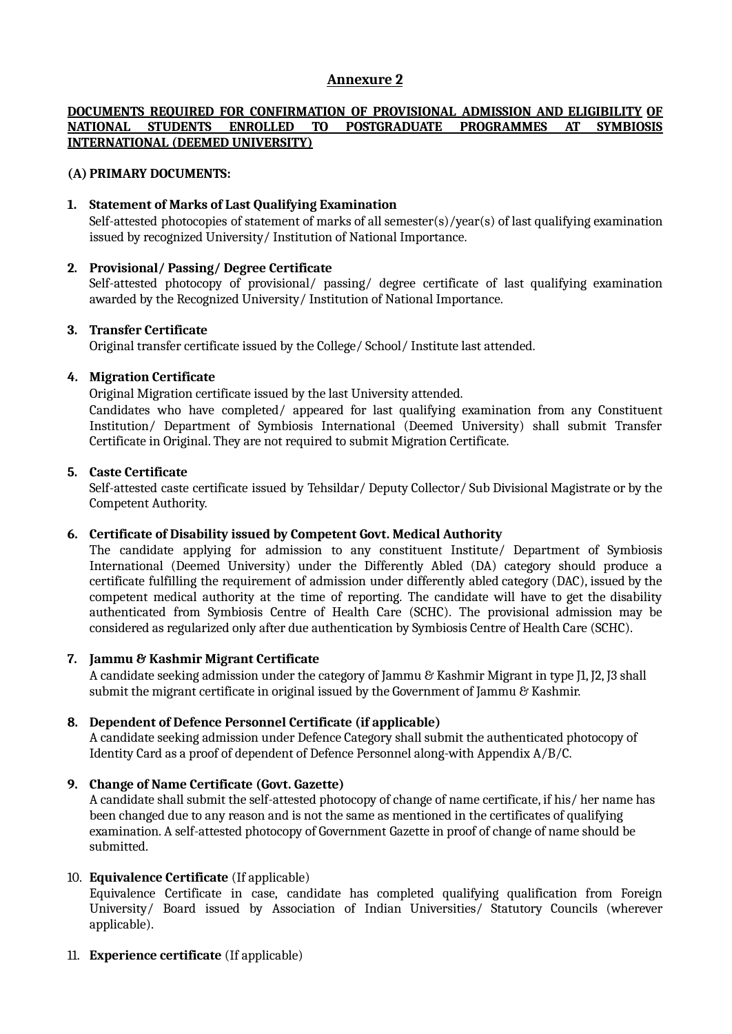## Annexure 2

**DOCUMENTS REQUIRED FOR CONFIRMATION OF PROVISIONAL ADMISSION AND ELIGIBILITY OF NATIONAL STUDENTS ENROLLED TO POSTGRADUATE PROGRAMMES AT SYMBIOSIS INTERNATIONAL (DEEMED UNIVERSITY)**

**(A) PRIMARY DOCUMENTS:**

1. **Statement of Marks of Last Qualifying Examination**
   Self-attested photocopies of statement of marks of all semester(s)/year(s) of last qualifying examination issued by recognized University/ Institution of National Importance.

2. **Provisional/ Passing/ Degree Certificate**
   Self-attested photocopy of provisional/ passing/ degree certificate of last qualifying examination awarded by the Recognized University/ Institution of National Importance.

3. **Transfer Certificate**
   Original transfer certificate issued by the College/ School/ Institute last attended.

4. **Migration Certificate**
   Original Migration certificate issued by the last University attended.
   Candidates who have completed/ appeared for last qualifying examination from any Constituent Institution/ Department of Symbiosis International (Deemed University) shall submit Transfer Certificate in Original. They are not required to submit Migration Certificate.

5. **Caste Certificate**
   Self-attested caste certificate issued by Tehsildar/ Deputy Collector/ Sub Divisional Magistrate or by the Competent Authority.

6. **Certificate of Disability issued by Competent Govt. Medical Authority**
   The candidate applying for admission to any constituent Institute/ Department of Symbiosis International (Deemed University) under the Differently Abled (DA) category should produce a certificate fulfilling the requirement of admission under differently abled category (DAC), issued by the competent medical authority at the time of reporting. The candidate will have to get the disability authenticated from Symbiosis Centre of Health Care (SCHC). The provisional admission may be considered as regularized only after due authentication by Symbiosis Centre of Health Care (SCHC).

7. **Jammu & Kashmir Migrant Certificate**
   A candidate seeking admission under the category of Jammu & Kashmir Migrant in type J1, J2, J3 shall submit the migrant certificate in original issued by the Government of Jammu & Kashmir.

8. **Dependent of Defence Personnel Certificate (if applicable)**
   A candidate seeking admission under Defence Category shall submit the authenticated photocopy of Identity Card as a proof of dependent of Defence Personnel along-with Appendix A/B/C.

9. **Change of Name Certificate (Govt. Gazette)**
   A candidate shall submit the self-attested photocopy of change of name certificate, if his/ her name has been changed due to any reason and is not the same as mentioned in the certificates of qualifying examination. A self-attested photocopy of Government Gazette in proof of change of name should be submitted.

10. **Equivalence Certificate** (If applicable)
    Equivalence Certificate in case, candidate has completed qualifying qualification from Foreign University/ Board issued by Association of Indian Universities/ Statutory Councils (wherever applicable).

11. **Experience certificate** (If applicable)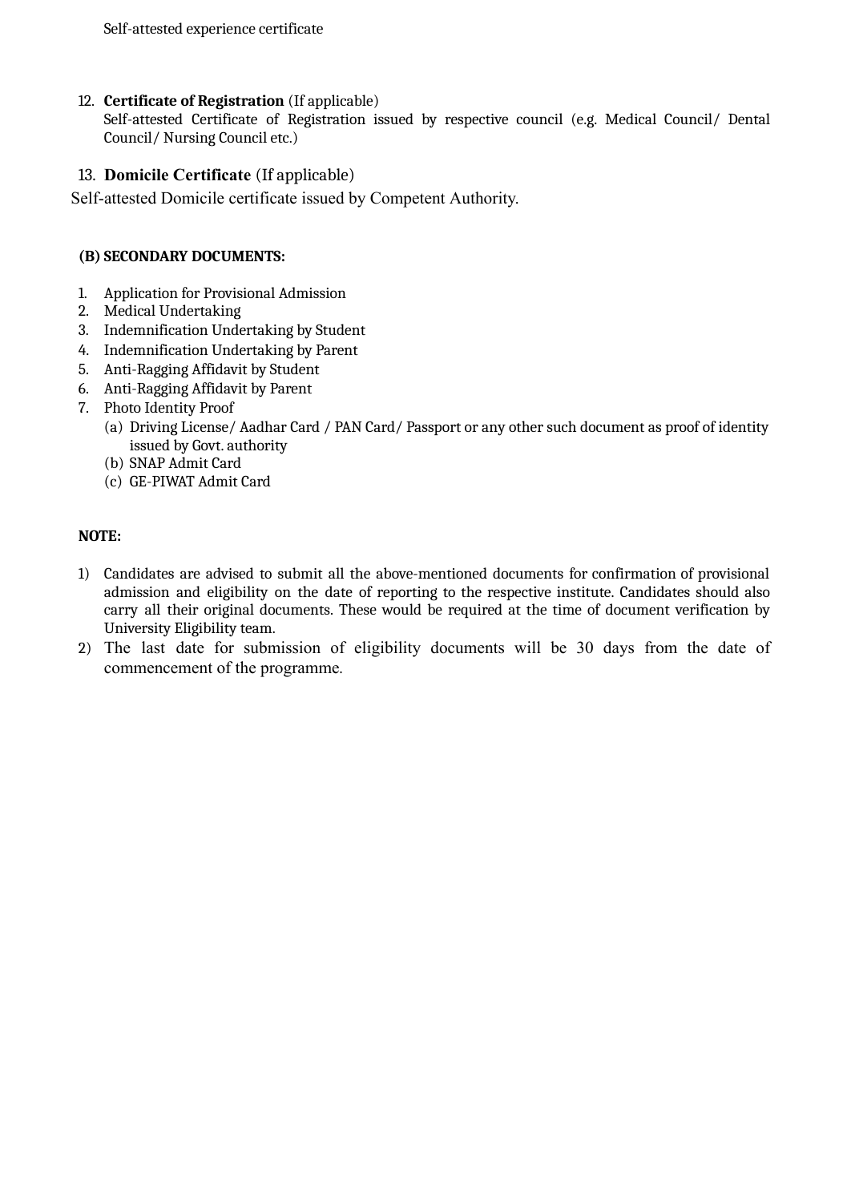Self-attested experience certificate

12. **Certificate of Registration** (If applicable)
    Self-attested Certificate of Registration issued by respective council (e.g. Medical Council/ Dental Council/ Nursing Council etc.)

13. **Domicile Certificate** (If applicable)
    Self-attested Domicile certificate issued by Competent Authority.

**(B) SECONDARY DOCUMENTS:**

1. Application for Provisional Admission
2. Medical Undertaking
3. Indemnification Undertaking by Student
4. Indemnification Undertaking by Parent
5. Anti-Ragging Affidavit by Student
6. Anti-Ragging Affidavit by Parent
7. Photo Identity Proof
   (a) Driving License/ Aadhar Card / PAN Card/ Passport or any other such document as proof of identity issued by Govt. authority
   (b) SNAP Admit Card
   (c) GE-PIWAT Admit Card

**NOTE:**

1) Candidates are advised to submit all the above-mentioned documents for confirmation of provisional admission and eligibility on the date of reporting to the respective institute. Candidates should also carry all their original documents. These would be required at the time of document verification by University Eligibility team.
2) The last date for submission of eligibility documents will be 30 days from the date of commencement of the programme.